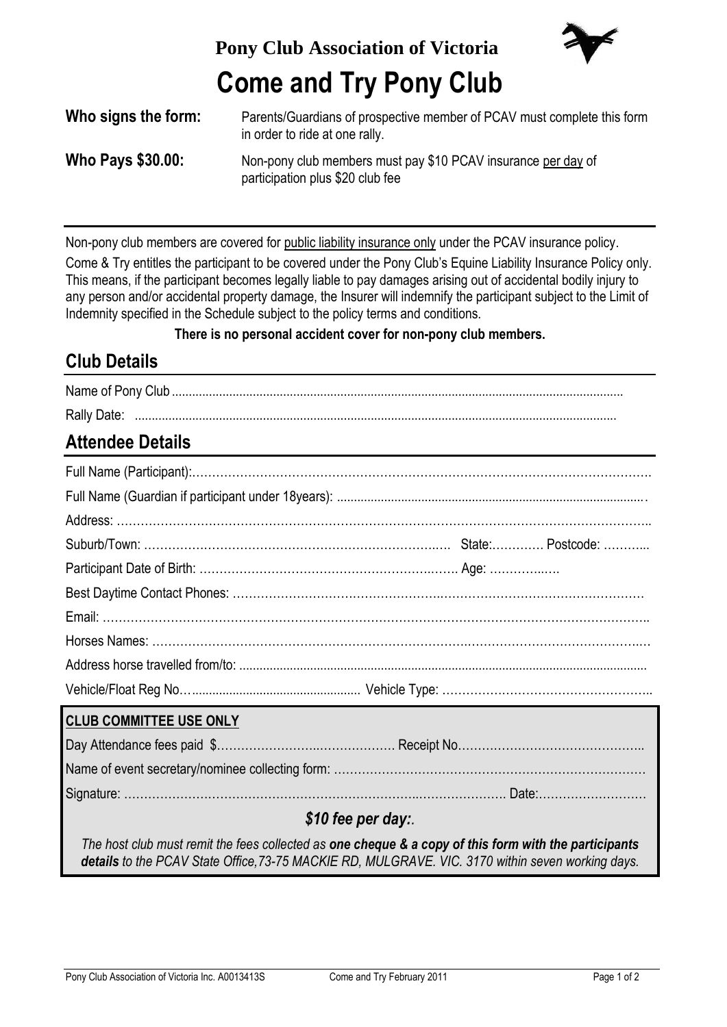**Pony Club Association of Victoria**

# Come and Try Pony Club

**Who signs the form:** Parents/Guardians of prospective member of PCAV must complete this form in order to ride at one rally.

**Who Pays $30.00:** Non-pony club members must pay $10 PCAV insurance per day of participation plus $20 club fee

---

Non-pony club members are covered for public liability insurance only under the PCAV insurance policy.

Come & Try entitles the participant to be covered under the Pony Club's Equine Liability Insurance Policy only. This means, if the participant becomes legally liable to pay damages arising out of accidental bodily injury to any person and/or accidental property damage, the Insurer will indemnify the participant subject to the Limit of Indemnity specified in the Schedule subject to the policy terms and conditions.

**There is no personal accident cover for non-pony club members.**

## Club Details

Name of Pony Club ........................................................................................................................................

Rally Date: ......................................................................................................................................................

## Attendee Details

Full Name (Participant):………………………………………………………………………………………………….

Full Name (Guardian if participant under 18years): ..........................................................................................

Address: …………………………………………………………………………………………………………………..

Suburb/Town: ……………………………………………………………….… State:………… Postcode: ………..

Participant Date of Birth: …………………………………………………….…. Age: …………..….

Best Daytime Contact Phones: ………………………………………….……………………………………………

Email: ……………………………………………………………………………………………………………………..

Horses Names: ……………………………………………………………….………………………………………..…

Address horse travelled from/to: .......................................................................................................................

Vehicle/Float Reg No…................................................ Vehicle Type: ……………………………………………..

**CLUB COMMITTEE USE ONLY**

Day Attendance fees paid $……………………..……………… Receipt No………………………………………..

Name of event secretary/nominee collecting form: ………………………………………………………………………

Signature: ………………………………………………………………..………………. Date:………………………

***$10 fee per day:.***

*The host club must remit the fees collected as **one cheque & a copy of this form with the participants details** to the PCAV State Office,73-75 MACKIE RD, MULGRAVE. VIC. 3170 within seven working days.*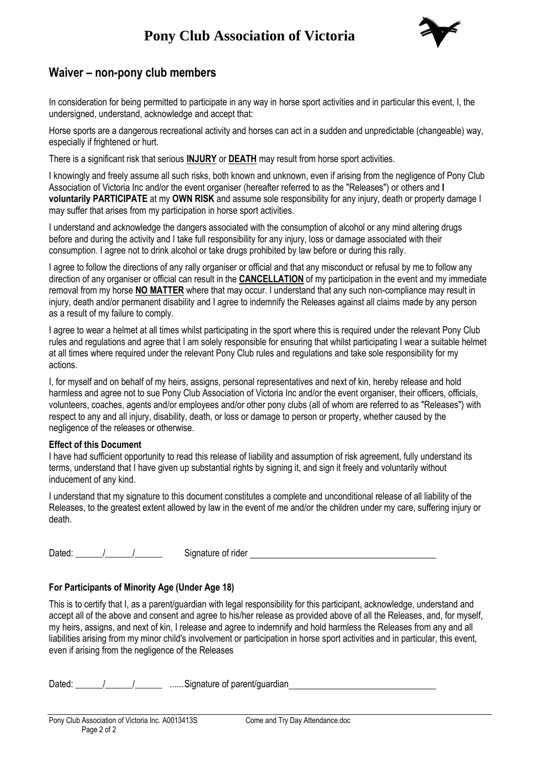# Pony Club Association of Victoria

## Waiver – non-pony club members

In consideration for being permitted to participate in any way in horse sport activities and in particular this event, I, the undersigned, understand, acknowledge and accept that:

Horse sports are a dangerous recreational activity and horses can act in a sudden and unpredictable (changeable) way, especially if frightened or hurt.

There is a significant risk that serious **INJURY** or **DEATH** may result from horse sport activities.

I knowingly and freely assume all such risks, both known and unknown, even if arising from the negligence of Pony Club Association of Victoria Inc and/or the event organiser (hereafter referred to as the "Releases") or others and **I voluntarily PARTICIPATE** at my **OWN RISK** and assume sole responsibility for any injury, death or property damage I may suffer that arises from my participation in horse sport activities.

I understand and acknowledge the dangers associated with the consumption of alcohol or any mind altering drugs before and during the activity and I take full responsibility for any injury, loss or damage associated with their consumption. I agree not to drink alcohol or take drugs prohibited by law before or during this rally.

I agree to follow the directions of any rally organiser or official and that any misconduct or refusal by me to follow any direction of any organiser or official can result in the **CANCELLATION** of my participation in the event and my immediate removal from my horse **NO MATTER** where that may occur. I understand that any such non-compliance may result in injury, death and/or permanent disability and I agree to indemnify the Releases against all claims made by any person as a result of my failure to comply.

I agree to wear a helmet at all times whilst participating in the sport where this is required under the relevant Pony Club rules and regulations and agree that I am solely responsible for ensuring that whilst participating I wear a suitable helmet at all times where required under the relevant Pony Club rules and regulations and take sole responsibility for my actions.

I, for myself and on behalf of my heirs, assigns, personal representatives and next of kin, hereby release and hold harmless and agree not to sue Pony Club Association of Victoria Inc and/or the event organiser, their officers, officials, volunteers, coaches, agents and/or employees and/or other pony clubs (all of whom are referred to as "Releases") with respect to any and all injury, disability, death, or loss or damage to person or property, whether caused by the negligence of the releases or otherwise.

**Effect of this Document**

I have had sufficient opportunity to read this release of liability and assumption of risk agreement, fully understand its terms, understand that I have given up substantial rights by signing it, and sign it freely and voluntarily without inducement of any kind.

I understand that my signature to this document constitutes a complete and unconditional release of all liability of the Releases, to the greatest extent allowed by law in the event of me and/or the children under my care, suffering injury or death.

Dated: ______/______/______ Signature of rider ________________________________________

**For Participants of Minority Age (Under Age 18)**

This is to certify that I, as a parent/guardian with legal responsibility for this participant, acknowledge, understand and accept all of the above and consent and agree to his/her release as provided above of all the Releases, and, for myself, my heirs, assigns, and next of kin, I release and agree to indemnify and hold harmless the Releases from any and all liabilities arising from my minor child's involvement or participation in horse sport activities and in particular, this event, even if arising from the negligence of the Releases

Dated: ______/______/______ ......Signature of parent/guardian ________________________________

Pony Club Association of Victoria Inc. A0013413S Come and Try Day Attendance.doc